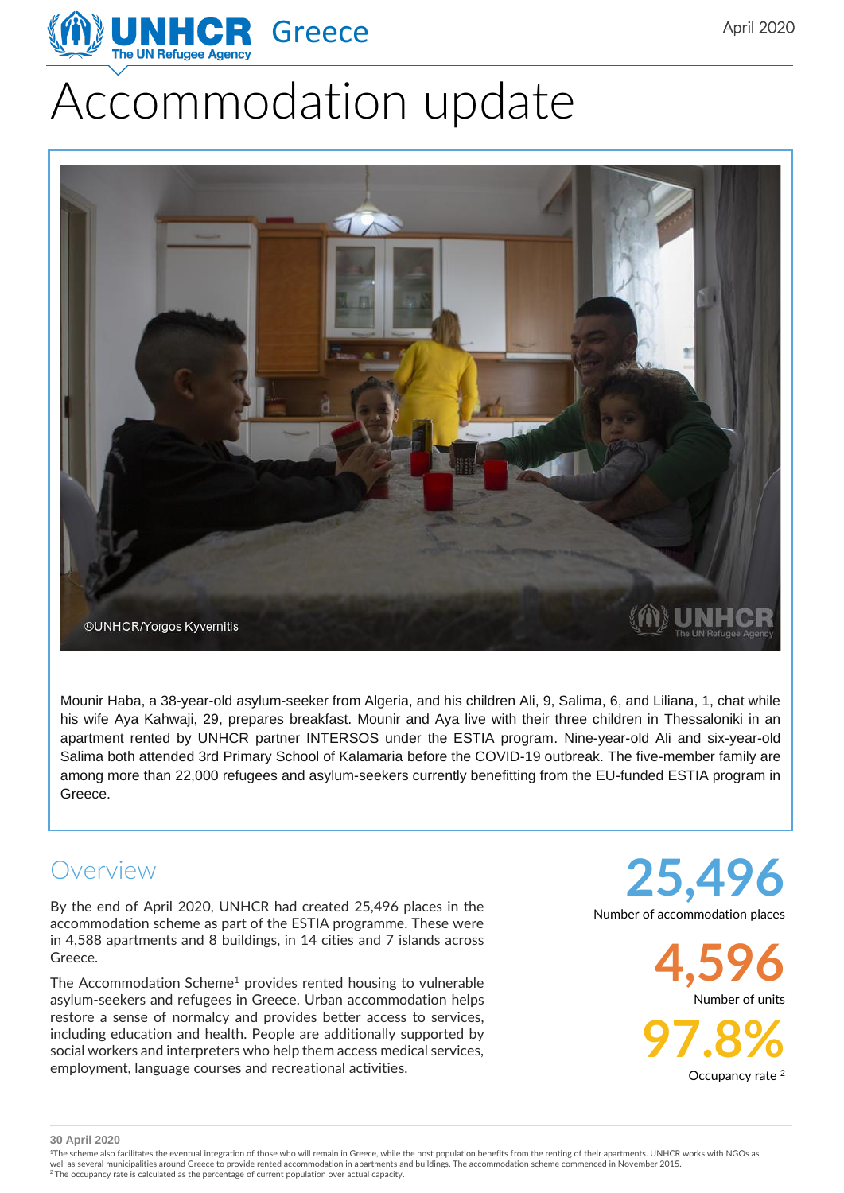UNHCR Greece
The UN Refugee Agency

April 2020

# Accommodation update

©UNHCR/Yorgos Kyvernitis

Mounir Haba, a 38-year-old asylum-seeker from Algeria, and his children Ali, 9, Salima, 6, and Liliana, 1, chat while his wife Aya Kahwaji, 29, prepares breakfast. Mounir and Aya live with their three children in Thessaloniki in an apartment rented by UNHCR partner INTERSOS under the ESTIA program. Nine-year-old Ali and six-year-old Salima both attended 3rd Primary School of Kalamaria before the COVID-19 outbreak. The five-member family are among more than 22,000 refugees and asylum-seekers currently benefitting from the EU-funded ESTIA program in Greece.

## Overview

By the end of April 2020, UNHCR had created 25,496 places in the accommodation scheme as part of the ESTIA programme. These were in 4,588 apartments and 8 buildings, in 14 cities and 7 islands across Greece.

The Accommodation Scheme[1] provides rented housing to vulnerable asylum-seekers and refugees in Greece. Urban accommodation helps restore a sense of normalcy and provides better access to services, including education and health. People are additionally supported by social workers and interpreters who help them access medical services, employment, language courses and recreational activities.

**25,496**
Number of accommodation places

**4,596**
Number of units

**97.8%**
Occupancy rate [2]

**30 April 2020**

[1]The scheme also facilitates the eventual integration of those who will remain in Greece, while the host population benefits from the renting of their apartments. UNHCR works with NGOs as well as several municipalities around Greece to provide rented accommodation in apartments and buildings. The accommodation scheme commenced in November 2015.
[2]The occupancy rate is calculated as the percentage of current population over actual capacity.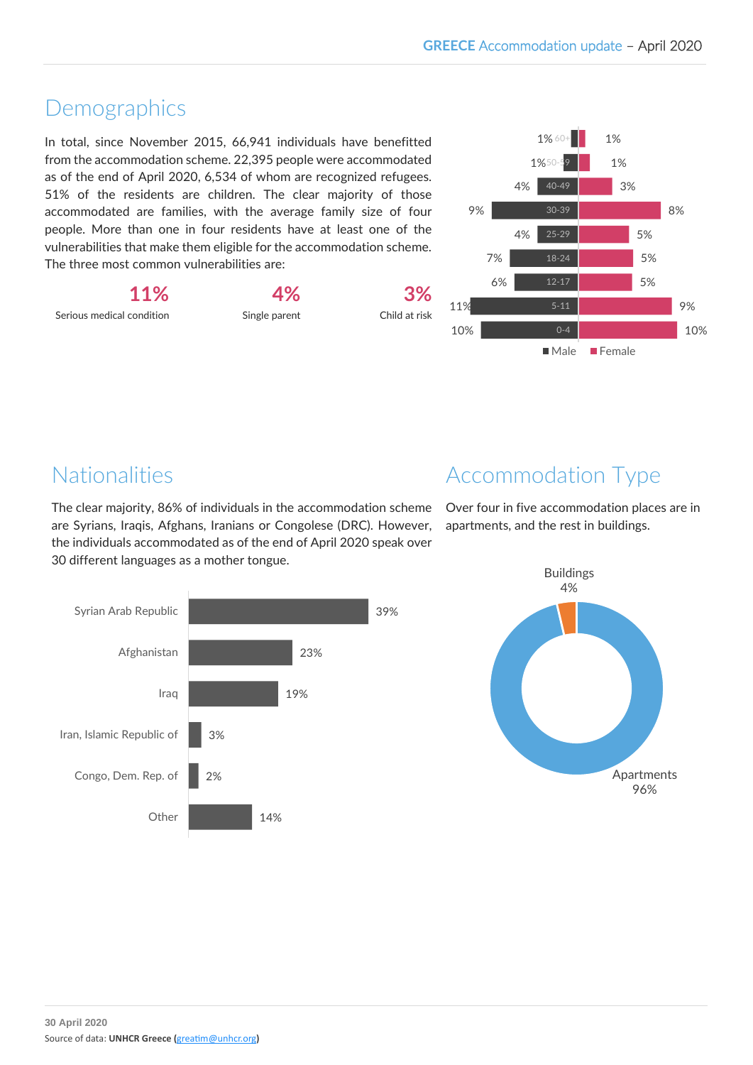## Demographics

In total, since November 2015, 66,941 individuals have benefitted from the accommodation scheme. 22,395 people were accommodated as of the end of April 2020, 6,534 of whom are recognized refugees. 51% of the residents are children. The clear majority of those accommodated are families, with the average family size of four people. More than one in four residents have at least one of the vulnerabilities that make them eligible for the accommodation scheme. The three most common vulnerabilities are:

| 11% | 4% | 3% |
|---|---|---|
| Serious medical condition | Single parent | Child at risk |

| Age | Male | Female |
|---|---|---|
| 60+ | 1% | 1% |
| 50-59 | 1% | 1% |
| 40-49 | 4% | 3% |
| 30-39 | 9% | 8% |
| 25-29 | 4% | 5% |
| 18-24 | 7% | 5% |
| 12-17 | 6% | 5% |
| 5-11 | 11% | 9% |
| 0-4 | 10% | 10% |

## Nationalities

The clear majority, 86% of individuals in the accommodation scheme are Syrians, Iraqis, Afghans, Iranians or Congolese (DRC). However, the individuals accommodated as of the end of April 2020 speak over 30 different languages as a mother tongue.

| Nationality | % |
|---|---|
| Syrian Arab Republic | 39% |
| Afghanistan | 23% |
| Iraq | 19% |
| Iran, Islamic Republic of | 3% |
| Congo, Dem. Rep. of | 2% |
| Other | 14% |

## Accommodation Type

Over four in five accommodation places are in apartments, and the rest in buildings.

| Type | % |
|---|---|
| Buildings | 4% |
| Apartments | 96% |

**30 April 2020**
Source of data: **UNHCR Greece (greatim@unhcr.org)**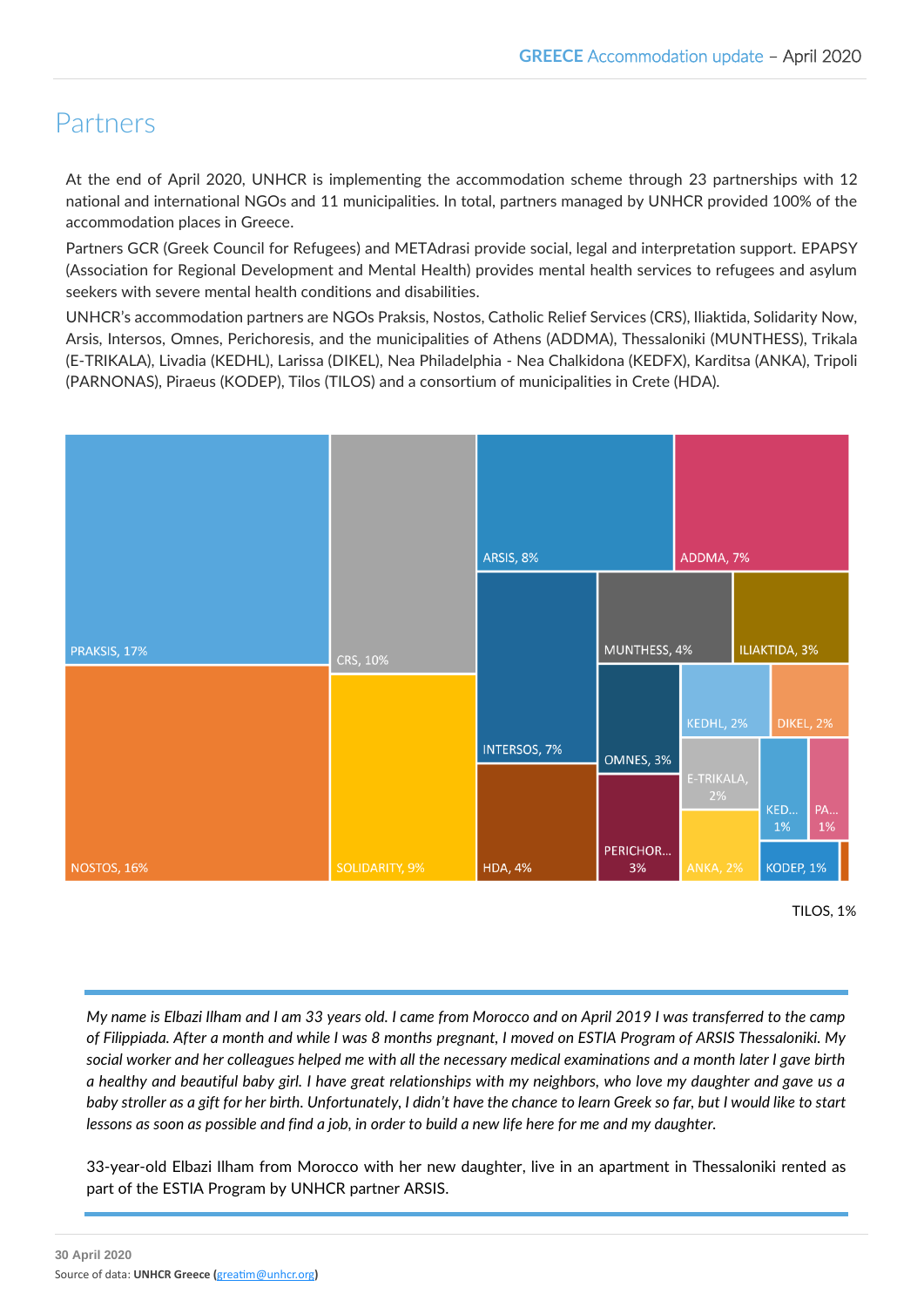# Partners

At the end of April 2020, UNHCR is implementing the accommodation scheme through 23 partnerships with 12 national and international NGOs and 11 municipalities. In total, partners managed by UNHCR provided 100% of the accommodation places in Greece.

Partners GCR (Greek Council for Refugees) and METAdrasi provide social, legal and interpretation support. EPAPSY (Association for Regional Development and Mental Health) provides mental health services to refugees and asylum seekers with severe mental health conditions and disabilities.

UNHCR's accommodation partners are NGOs Praksis, Nostos, Catholic Relief Services (CRS), Iliaktida, Solidarity Now, Arsis, Intersos, Omnes, Perichoresis, and the municipalities of Athens (ADDMA), Thessaloniki (MUNTHESS), Trikala (E-TRIKALA), Livadia (KEDHL), Larissa (DIKEL), Nea Philadelphia - Nea Chalkidona (KEDFX), Karditsa (ANKA), Tripoli (PARNONAS), Piraeus (KODEP), Tilos (TILOS) and a consortium of municipalities in Crete (HDA).

PRAKSIS, 17%
NOSTOS, 16%
CRS, 10%
SOLIDARITY, 9%
ARSIS, 8%
ADDMA, 7%
INTERSOS, 7%
MUNTHESS, 4%
ILIAKTIDA, 3%
HDA, 4%
OMNES, 3%
KEDHL, 2%
DIKEL, 2%
E-TRIKALA, 2%
PERICHOR... 3%
ANKA, 2%
KED... 1%
PA... 1%
KODEP, 1%
TILOS, 1%

*My name is Elbazi Ilham and I am 33 years old. I came from Morocco and on April 2019 I was transferred to the camp of Filippiada. After a month and while I was 8 months pregnant, I moved on ESTIA Program of ARSIS Thessaloniki. My social worker and her colleagues helped me with all the necessary medical examinations and a month later I gave birth a healthy and beautiful baby girl. I have great relationships with my neighbors, who love my daughter and gave us a baby stroller as a gift for her birth. Unfortunately, I didn't have the chance to learn Greek so far, but I would like to start lessons as soon as possible and find a job, in order to build a new life here for me and my daughter.*

33-year-old Elbazi Ilham from Morocco with her new daughter, live in an apartment in Thessaloniki rented as part of the ESTIA Program by UNHCR partner ARSIS.

**30 April 2020**
Source of data: **UNHCR Greece (greatim@unhcr.org)**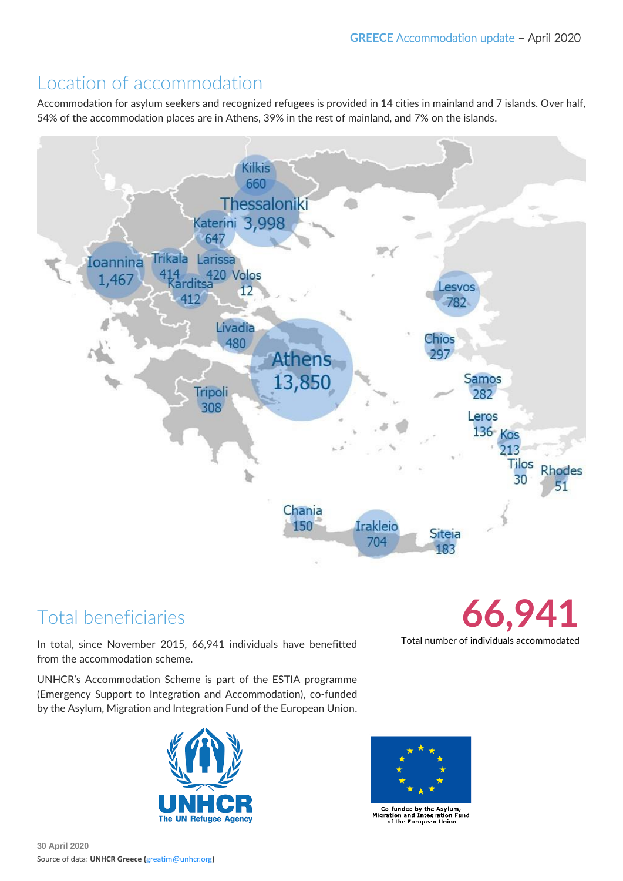## Location of accommodation

Accommodation for asylum seekers and recognized refugees is provided in 14 cities in mainland and 7 islands. Over half, 54% of the accommodation places are in Athens, 39% in the rest of mainland, and 7% on the islands.

Kilkis 660
Thessaloniki 3,998
Katerini 647
Ioannina 1,467
Trikala 414
Larissa 420
Volos 12
Karditsa 412
Livadia 480
Athens 13,850
Tripoli 308
Lesvos 782
Chios 297
Samos 282
Leros 136
Kos 213
Tilos 30
Rhodes 51
Chania 150
Irakleio 704
Siteia 183

## Total beneficiaries

In total, since November 2015, 66,941 individuals have benefitted from the accommodation scheme.

UNHCR's Accommodation Scheme is part of the ESTIA programme (Emergency Support to Integration and Accommodation), co-funded by the Asylum, Migration and Integration Fund of the European Union.

**66,941**

Total number of individuals accommodated

UNHCR The UN Refugee Agency

Co-funded by the Asylum, Migration and Integration Fund of the European Union

**30 April 2020**

Source of data: **UNHCR Greece (**greatim@unhcr.org**)**